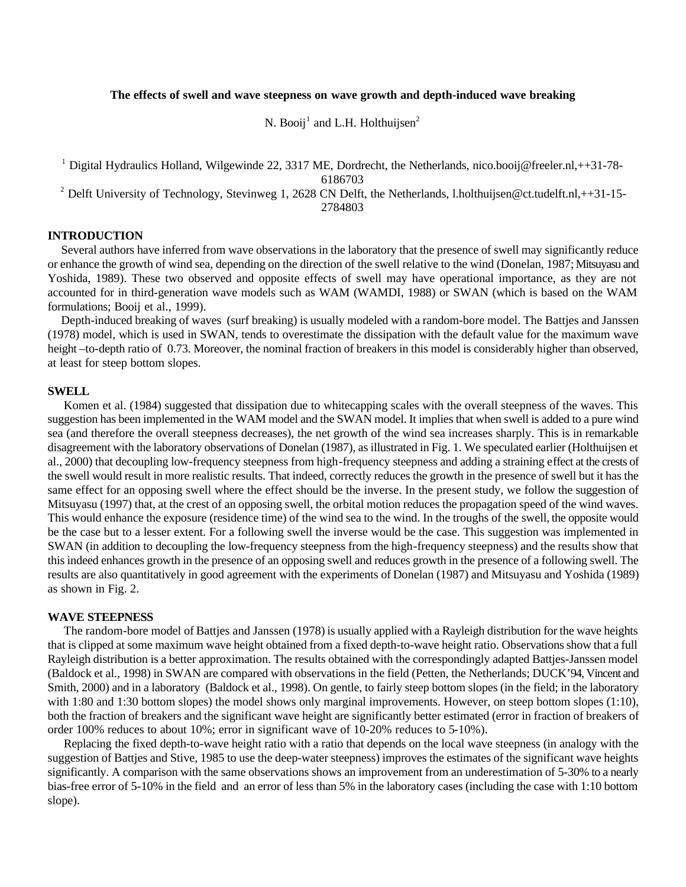# The effects of swell and wave steepness on wave growth and depth-induced wave breaking

N. Booij[1] and L.H. Holthuijsen[2]

[1] Digital Hydraulics Holland, Wilgewinde 22, 3317 ME, Dordrecht, the Netherlands, nico.booij@freeler.nl,++31-78-6186703

[2] Delft University of Technology, Stevinweg 1, 2628 CN Delft, the Netherlands, l.holthuijsen@ct.tudelft.nl,++31-15-2784803

## INTRODUCTION

Several authors have inferred from wave observations in the laboratory that the presence of swell may significantly reduce or enhance the growth of wind sea, depending on the direction of the swell relative to the wind (Donelan, 1987; Mitsuyasu and Yoshida, 1989). These two observed and opposite effects of swell may have operational importance, as they are not accounted for in third-generation wave models such as WAM (WAMDI, 1988) or SWAN (which is based on the WAM formulations; Booij et al., 1999).

Depth-induced breaking of waves (surf breaking) is usually modeled with a random-bore model. The Battjes and Janssen (1978) model, which is used in SWAN, tends to overestimate the dissipation with the default value for the maximum wave height –to-depth ratio of 0.73. Moreover, the nominal fraction of breakers in this model is considerably higher than observed, at least for steep bottom slopes.

## SWELL

Komen et al. (1984) suggested that dissipation due to whitecapping scales with the overall steepness of the waves. This suggestion has been implemented in the WAM model and the SWAN model. It implies that when swell is added to a pure wind sea (and therefore the overall steepness decreases), the net growth of the wind sea increases sharply. This is in remarkable disagreement with the laboratory observations of Donelan (1987), as illustrated in Fig. 1. We speculated earlier (Holthuijsen et al., 2000) that decoupling low-frequency steepness from high-frequency steepness and adding a straining effect at the crests of the swell would result in more realistic results. That indeed, correctly reduces the growth in the presence of swell but it has the same effect for an opposing swell where the effect should be the inverse. In the present study, we follow the suggestion of Mitsuyasu (1997) that, at the crest of an opposing swell, the orbital motion reduces the propagation speed of the wind waves. This would enhance the exposure (residence time) of the wind sea to the wind. In the troughs of the swell, the opposite would be the case but to a lesser extent. For a following swell the inverse would be the case. This suggestion was implemented in SWAN (in addition to decoupling the low-frequency steepness from the high-frequency steepness) and the results show that this indeed enhances growth in the presence of an opposing swell and reduces growth in the presence of a following swell. The results are also quantitatively in good agreement with the experiments of Donelan (1987) and Mitsuyasu and Yoshida (1989) as shown in Fig. 2.

## WAVE STEEPNESS

The random-bore model of Battjes and Janssen (1978) is usually applied with a Rayleigh distribution for the wave heights that is clipped at some maximum wave height obtained from a fixed depth-to-wave height ratio. Observations show that a full Rayleigh distribution is a better approximation. The results obtained with the correspondingly adapted Battjes-Janssen model (Baldock et al., 1998) in SWAN are compared with observations in the field (Petten, the Netherlands; DUCK'94, Vincent and Smith, 2000) and in a laboratory (Baldock et al., 1998). On gentle, to fairly steep bottom slopes (in the field; in the laboratory with 1:80 and 1:30 bottom slopes) the model shows only marginal improvements. However, on steep bottom slopes (1:10), both the fraction of breakers and the significant wave height are significantly better estimated (error in fraction of breakers of order 100% reduces to about 10%; error in significant wave of 10-20% reduces to 5-10%).

Replacing the fixed depth-to-wave height ratio with a ratio that depends on the local wave steepness (in analogy with the suggestion of Battjes and Stive, 1985 to use the deep-water steepness) improves the estimates of the significant wave heights significantly. A comparison with the same observations shows an improvement from an underestimation of 5-30% to a nearly bias-free error of 5-10% in the field and an error of less than 5% in the laboratory cases (including the case with 1:10 bottom slope).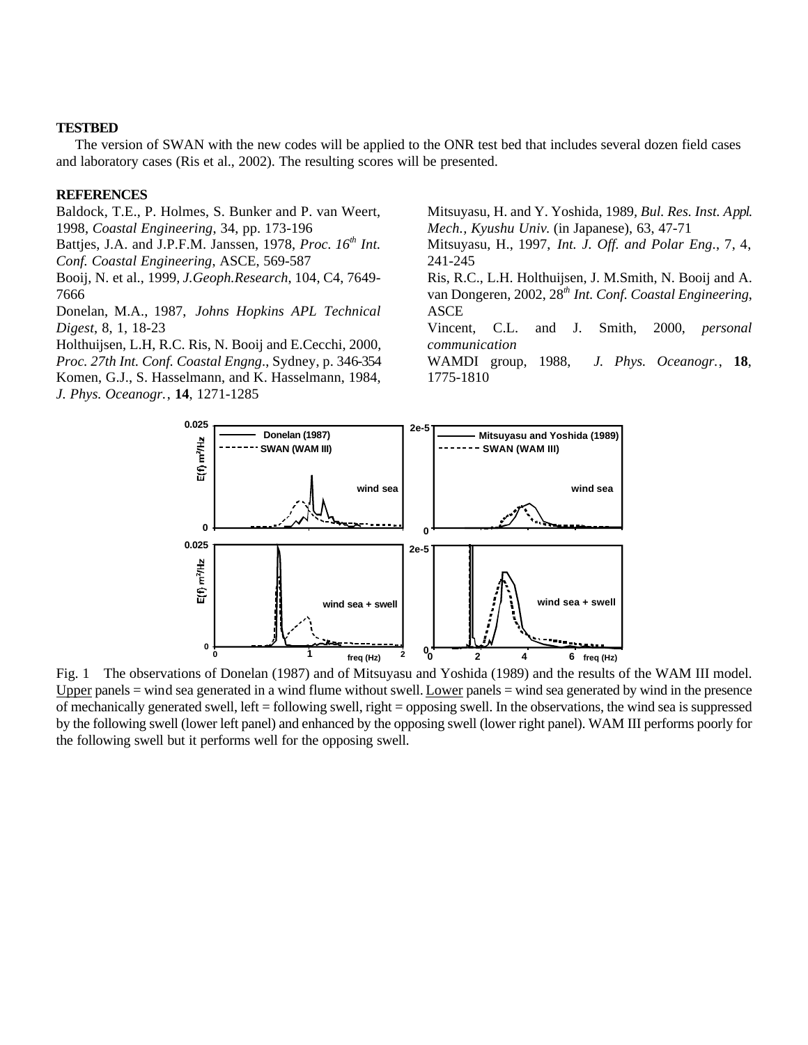**TESTBED**

The version of SWAN with the new codes will be applied to the ONR test bed that includes several dozen field cases and laboratory cases (Ris et al., 2002). The resulting scores will be presented.

**REFERENCES**

Baldock, T.E., P. Holmes, S. Bunker and P. van Weert, 1998, *Coastal Engineering*, 34, pp. 173-196

Battjes, J.A. and J.P.F.M. Janssen, 1978, *Proc. 16th Int. Conf. Coastal Engineering*, ASCE, 569-587

Booij, N. et al., 1999, *J.Geoph.Research*, 104, C4, 7649-7666

Donelan, M.A., 1987, *Johns Hopkins APL Technical Digest*, 8, 1, 18-23

Holthuijsen, L.H, R.C. Ris, N. Booij and E.Cecchi, 2000, *Proc. 27th Int. Conf. Coastal Engng.*, Sydney, p. 346-354

Komen, G.J., S. Hasselmann, and K. Hasselmann, 1984, *J. Phys. Oceanogr.*, **14**, 1271-1285

Mitsuyasu, H. and Y. Yoshida, 1989, *Bul. Res. Inst. Appl. Mech., Kyushu Univ.* (in Japanese), 63, 47-71

Mitsuyasu, H., 1997, *Int. J. Off. and Polar Eng.*, 7, 4, 241-245

Ris, R.C., L.H. Holthuijsen, J. M.Smith, N. Booij and A. van Dongeren, 2002, *28th Int. Conf. Coastal Engineering*, ASCE

Vincent, C.L. and J. Smith, 2000, *personal communication*

WAMDI group, 1988, *J. Phys. Oceanogr.*, **18**, 1775-1810

Fig. 1 The observations of Donelan (1987) and of Mitsuyasu and Yoshida (1989) and the results of the WAM III model. Upper panels = wind sea generated in a wind flume without swell. Lower panels = wind sea generated by wind in the presence of mechanically generated swell, left = following swell, right = opposing swell. In the observations, the wind sea is suppressed by the following swell (lower left panel) and enhanced by the opposing swell (lower right panel). WAM III performs poorly for the following swell but it performs well for the opposing swell.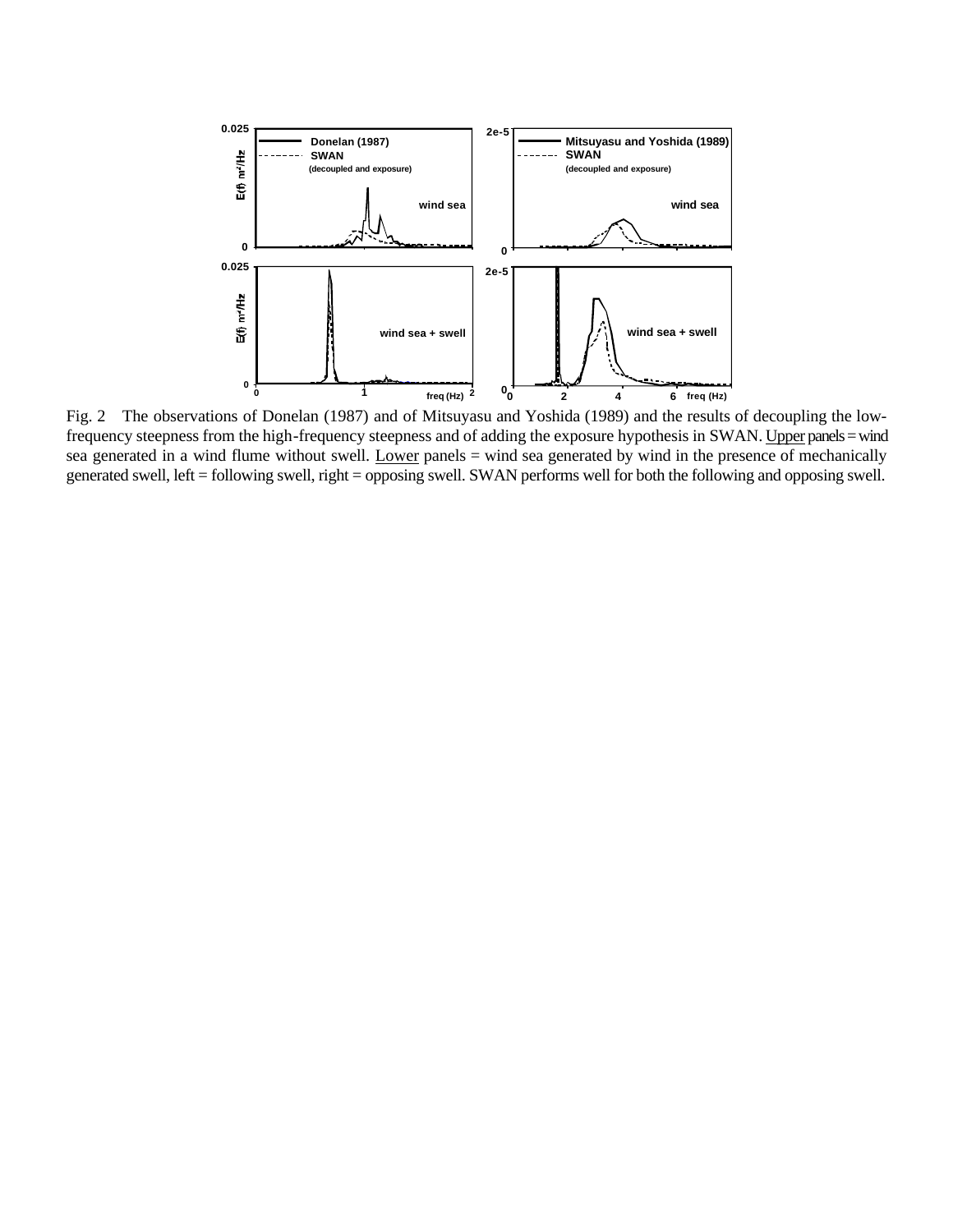0.025

Donelan (1987)

SWAN

(decoupled and exposure)

E(f) m²/Hz

wind sea

0

2e-5

Mitsuyasu and Yoshida (1989)

SWAN

(decoupled and exposure)

wind sea

0

0.025

E(f) m²/Hz

wind sea + swell

0

0 1 freq (Hz) 2

2e-5

wind sea + swell

0

0 2 4 6 freq (Hz)

Fig. 2 The observations of Donelan (1987) and of Mitsuyasu and Yoshida (1989) and the results of decoupling the low-frequency steepness from the high-frequency steepness and of adding the exposure hypothesis in SWAN. Upper panels = wind sea generated in a wind flume without swell. Lower panels = wind sea generated by wind in the presence of mechanically generated swell, left = following swell, right = opposing swell. SWAN performs well for both the following and opposing swell.